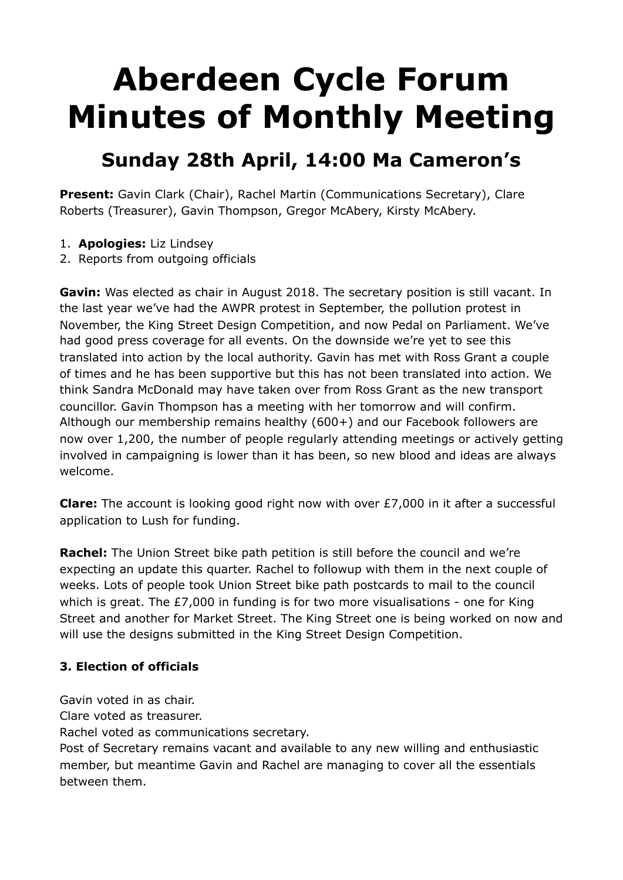# Aberdeen Cycle Forum Minutes of Monthly Meeting

## Sunday 28th April, 14:00 Ma Cameron's

**Present:** Gavin Clark (Chair), Rachel Martin (Communications Secretary), Clare Roberts (Treasurer), Gavin Thompson, Gregor McAbery, Kirsty McAbery.

1. **Apologies:** Liz Lindsey
2. Reports from outgoing officials

**Gavin:** Was elected as chair in August 2018. The secretary position is still vacant. In the last year we've had the AWPR protest in September, the pollution protest in November, the King Street Design Competition, and now Pedal on Parliament. We've had good press coverage for all events. On the downside we're yet to see this translated into action by the local authority. Gavin has met with Ross Grant a couple of times and he has been supportive but this has not been translated into action. We think Sandra McDonald may have taken over from Ross Grant as the new transport councillor. Gavin Thompson has a meeting with her tomorrow and will confirm. Although our membership remains healthy (600+) and our Facebook followers are now over 1,200, the number of people regularly attending meetings or actively getting involved in campaigning is lower than it has been, so new blood and ideas are always welcome.

**Clare:** The account is looking good right now with over £7,000 in it after a successful application to Lush for funding.

**Rachel:** The Union Street bike path petition is still before the council and we're expecting an update this quarter. Rachel to followup with them in the next couple of weeks. Lots of people took Union Street bike path postcards to mail to the council which is great. The £7,000 in funding is for two more visualisations - one for King Street and another for Market Street. The King Street one is being worked on now and will use the designs submitted in the King Street Design Competition.

### 3. Election of officials

Gavin voted in as chair.
Clare voted as treasurer.
Rachel voted as communications secretary.
Post of Secretary remains vacant and available to any new willing and enthusiastic member, but meantime Gavin and Rachel are managing to cover all the essentials between them.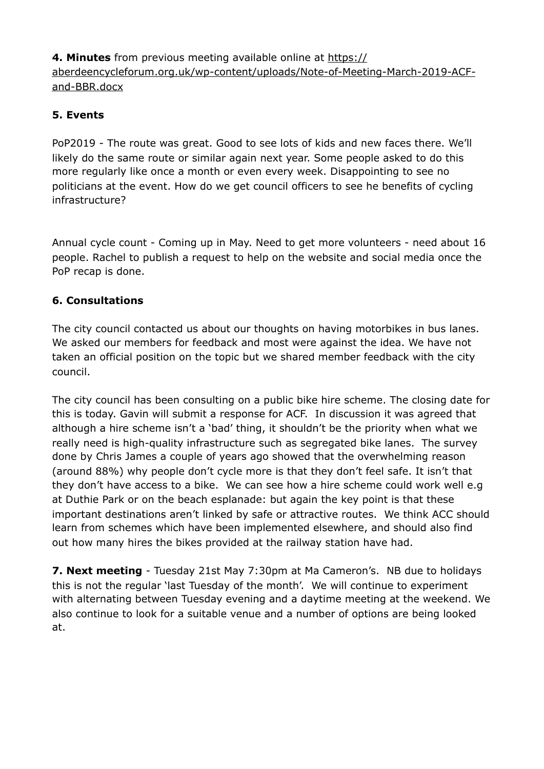**4. Minutes** from previous meeting available online at https://aberdeencycleforum.org.uk/wp-content/uploads/Note-of-Meeting-March-2019-ACF-and-BBR.docx

**5. Events**

PoP2019 - The route was great. Good to see lots of kids and new faces there. We'll likely do the same route or similar again next year. Some people asked to do this more regularly like once a month or even every week. Disappointing to see no politicians at the event. How do we get council officers to see he benefits of cycling infrastructure?

Annual cycle count - Coming up in May. Need to get more volunteers - need about 16 people. Rachel to publish a request to help on the website and social media once the PoP recap is done.

**6. Consultations**

The city council contacted us about our thoughts on having motorbikes in bus lanes. We asked our members for feedback and most were against the idea. We have not taken an official position on the topic but we shared member feedback with the city council.

The city council has been consulting on a public bike hire scheme. The closing date for this is today. Gavin will submit a response for ACF. In discussion it was agreed that although a hire scheme isn't a 'bad' thing, it shouldn't be the priority when what we really need is high-quality infrastructure such as segregated bike lanes. The survey done by Chris James a couple of years ago showed that the overwhelming reason (around 88%) why people don't cycle more is that they don't feel safe. It isn't that they don't have access to a bike. We can see how a hire scheme could work well e.g at Duthie Park or on the beach esplanade: but again the key point is that these important destinations aren't linked by safe or attractive routes. We think ACC should learn from schemes which have been implemented elsewhere, and should also find out how many hires the bikes provided at the railway station have had.

**7. Next meeting** - Tuesday 21st May 7:30pm at Ma Cameron's. NB due to holidays this is not the regular 'last Tuesday of the month'. We will continue to experiment with alternating between Tuesday evening and a daytime meeting at the weekend. We also continue to look for a suitable venue and a number of options are being looked at.